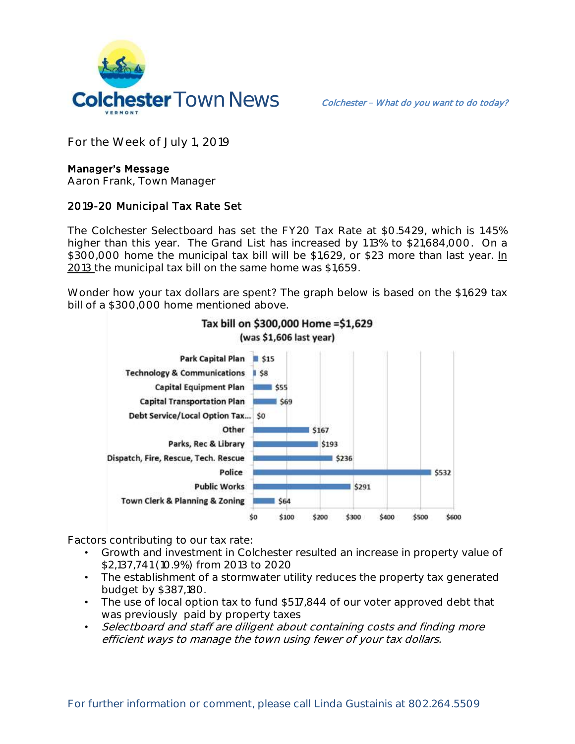# Colchester Town News

*Colchester – What do you want to do today?*

For the Week of July 1, 2019

**Manager's Message**
Aaron Frank, Town Manager

## 2019-20 Municipal Tax Rate Set

The Colchester Selectboard has set the FY20 Tax Rate at $0.5429, which is 1.45% higher than this year. The Grand List has increased by 1.13% to $21,684,000. On a $300,000 home the municipal tax bill will be $1,629, or $23 more than last year. <u>In 2013</u> the municipal tax bill on the same home was $1,659.

Wonder how your tax dollars are spent? The graph below is based on the $1,629 tax bill of a $300,000 home mentioned above.

**Tax bill on $300,000 Home =$1,629**
**(was $1,606 last year)**

| Category | Amount |
|---|---|
| Park Capital Plan | $15 |
| Technology & Communications | $8 |
| Capital Equipment Plan | $55 |
| Capital Transportation Plan | $69 |
| Debt Service/Local Option Tax... | $0 |
| Other | $167 |
| Parks, Rec & Library | $193 |
| Dispatch, Fire, Rescue, Tech. Rescue | $236 |
| Police | $532 |
| Public Works | $291 |
| Town Clerk & Planning & Zoning | $64 |

Factors contributing to our tax rate:

- Growth and investment in Colchester resulted an increase in property value of $2,137,741 (10.9%) from 2013 to 2020
- The establishment of a stormwater utility reduces the property tax generated budget by $387,180.
- The use of local option tax to fund $517,844 of our voter approved debt that was previously paid by property taxes
- *Selectboard and staff are diligent about containing costs and finding more efficient ways to manage the town using fewer of your tax dollars.*

For further information or comment, please call Linda Gustainis at 802.264.5509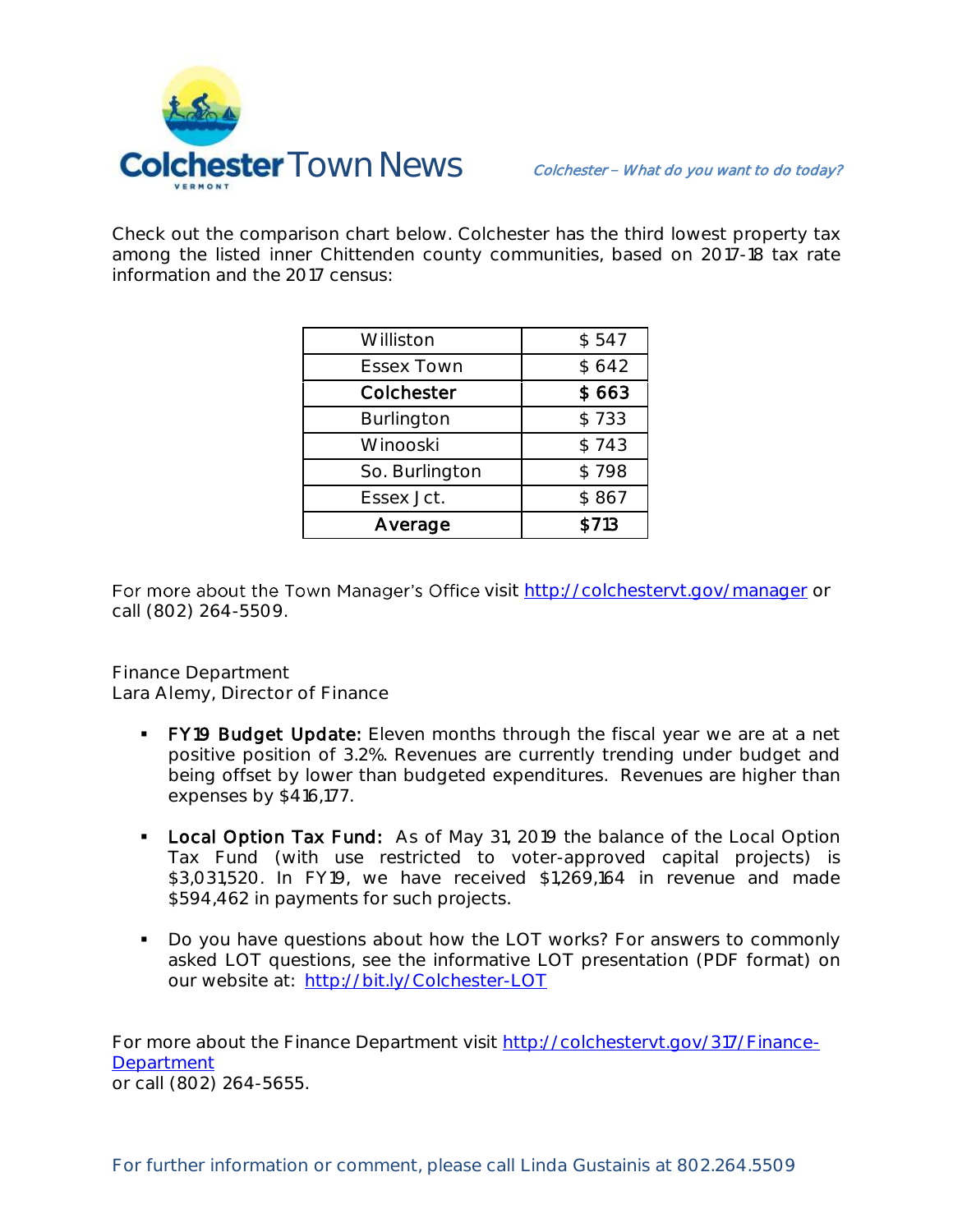Check out the comparison chart below. Colchester has the third lowest property tax among the listed inner Chittenden county communities, based on 2017-18 tax rate information and the 2017 census:

| Williston | $ 547 |
|---|---|
| Essex Town | $ 642 |
| **Colchester** | **$ 663** |
| Burlington | $ 733 |
| Winooski | $ 743 |
| So. Burlington | $ 798 |
| Essex Jct. | $ 867 |
| **Average** | **$713** |

For more about the Town Manager's Office visit http://colchestervt.gov/manager or call (802) 264-5509.

Finance Department
Lara Alemy, Director of Finance

- **FY19 Budget Update:** Eleven months through the fiscal year we are at a net positive position of 3.2%. Revenues are currently trending under budget and being offset by lower than budgeted expenditures. Revenues are higher than expenses by $416,177.

- **Local Option Tax Fund:** As of May 31, 2019 the balance of the Local Option Tax Fund (with use restricted to voter-approved capital projects) is $3,031,520. In FY19, we have received $1,269,164 in revenue and made $594,462 in payments for such projects.

- Do you have questions about how the LOT works? For answers to commonly asked LOT questions, see the informative LOT presentation (PDF format) on our website at: http://bit.ly/Colchester-LOT

For more about the Finance Department visit http://colchestervt.gov/317/Finance-Department
or call (802) 264-5655.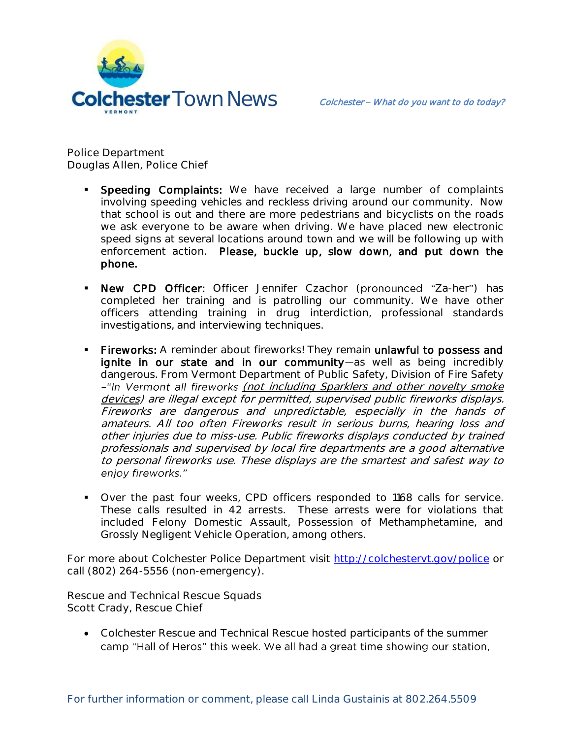Police Department
Douglas Allen, Police Chief

- **Speeding Complaints:** We have received a large number of complaints involving speeding vehicles and reckless driving around our community. Now that school is out and there are more pedestrians and bicyclists on the roads we ask everyone to be aware when driving. We have placed new electronic speed signs at several locations around town and we will be following up with enforcement action. **Please, buckle up, slow down, and put down the phone.**

- **New CPD Officer:** Officer Jennifer Czachor (pronounced "Za-her") has completed her training and is patrolling our community. We have other officers attending training in drug interdiction, professional standards investigations, and interviewing techniques.

- **Fireworks:** A reminder about fireworks! They remain **unlawful to possess and ignite in our state and in our community**—as well as being incredibly dangerous. From Vermont Department of Public Safety, Division of Fire Safety –*"In Vermont all fireworks (not including Sparklers and other novelty smoke devices) are illegal except for permitted, supervised public fireworks displays. Fireworks are dangerous and unpredictable, especially in the hands of amateurs. All too often Fireworks result in serious burns, hearing loss and other injuries due to miss-use. Public fireworks displays conducted by trained professionals and supervised by local fire departments are a good alternative to personal fireworks use. These displays are the smartest and safest way to enjoy fireworks."*

- Over the past four weeks, CPD officers responded to 1168 calls for service. These calls resulted in 42 arrests. These arrests were for violations that included Felony Domestic Assault, Possession of Methamphetamine, and Grossly Negligent Vehicle Operation, among others.

For more about Colchester Police Department visit http://colchestervt.gov/police or call (802) 264-5556 (non-emergency).

Rescue and Technical Rescue Squads
Scott Crady, Rescue Chief

- Colchester Rescue and Technical Rescue hosted participants of the summer camp "Hall of Heros" this week. We all had a great time showing our station,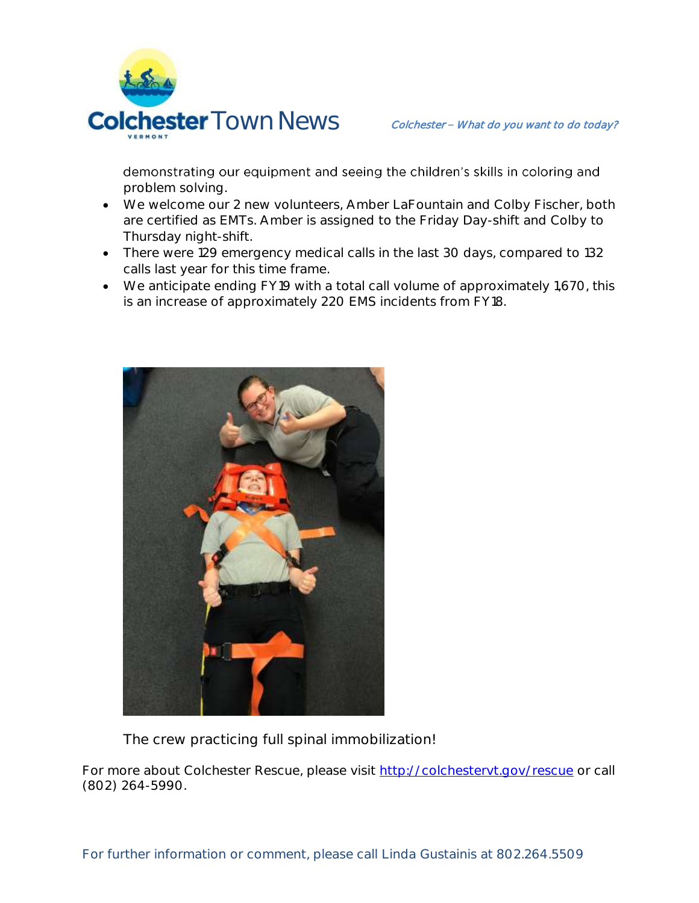demonstrating our equipment and seeing the children's skills in coloring and problem solving.

- We welcome our 2 new volunteers, Amber LaFountain and Colby Fischer, both are certified as EMTs. Amber is assigned to the Friday Day-shift and Colby to Thursday night-shift.
- There were 129 emergency medical calls in the last 30 days, compared to 132 calls last year for this time frame.
- We anticipate ending FY19 with a total call volume of approximately 1,670, this is an increase of approximately 220 EMS incidents from FY18.

The crew practicing full spinal immobilization!

For more about Colchester Rescue, please visit http://colchestervt.gov/rescue or call (802) 264-5990.

For further information or comment, please call Linda Gustainis at 802.264.5509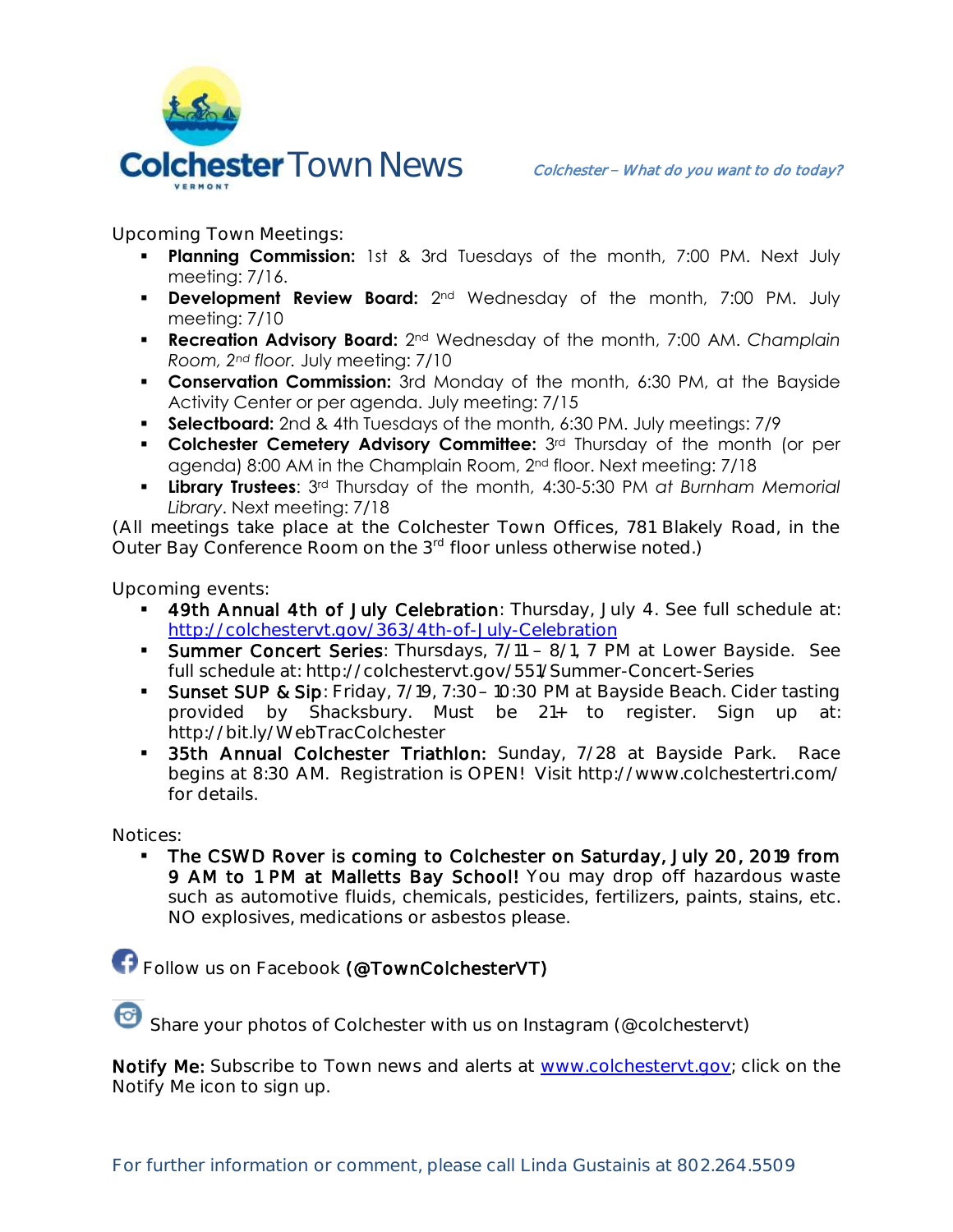# Colchester Town News

*Colchester – What do you want to do today?*

Upcoming Town Meetings:

- **Planning Commission:** 1st & 3rd Tuesdays of the month, 7:00 PM. Next July meeting: 7/16.
- **Development Review Board:** 2nd Wednesday of the month, 7:00 PM. July meeting: 7/10
- **Recreation Advisory Board:** 2nd Wednesday of the month, 7:00 AM. *Champlain Room, 2nd floor.* July meeting: 7/10
- **Conservation Commission:** 3rd Monday of the month, 6:30 PM, at the Bayside Activity Center or per agenda. July meeting: 7/15
- **Selectboard:** 2nd & 4th Tuesdays of the month, 6:30 PM. July meetings: 7/9
- **Colchester Cemetery Advisory Committee:** 3rd Thursday of the month (or per agenda) 8:00 AM in the Champlain Room, 2nd floor. Next meeting: 7/18
- **Library Trustees**: 3rd Thursday of the month, 4:30-5:30 PM *at Burnham Memorial Library*. Next meeting: 7/18

(All meetings take place at the Colchester Town Offices, 781 Blakely Road, in the Outer Bay Conference Room on the 3rd floor unless otherwise noted.)

Upcoming events:

- **49th Annual 4th of July Celebration**: Thursday, July 4. See full schedule at: [http://colchestervt.gov/363/4th-of-July-Celebration](http://colchestervt.gov/363/4th-of-July-Celebration)
- **Summer Concert Series**: Thursdays, 7/11 – 8/1, 7 PM at Lower Bayside. See full schedule at: http://colchestervt.gov/551/Summer-Concert-Series
- **Sunset SUP & Sip**: Friday, 7/19, 7:30 – 10:30 PM at Bayside Beach. Cider tasting provided by Shacksbury. Must be 21+ to register. Sign up at: http://bit.ly/WebTracColchester
- **35th Annual Colchester Triathlon:** Sunday, 7/28 at Bayside Park. Race begins at 8:30 AM. Registration is OPEN! Visit http://www.colchestertri.com/ for details.

Notices:

- **The CSWD Rover is coming to Colchester on Saturday, July 20, 2019 from 9 AM to 1 PM at Malletts Bay School!** You may drop off hazardous waste such as automotive fluids, chemicals, pesticides, fertilizers, paints, stains, etc. NO explosives, medications or asbestos please.

Follow us on Facebook **(@TownColchesterVT)**

Share your photos of Colchester with us on Instagram (@colchestervt)

**Notify Me:** Subscribe to Town news and alerts at [www.colchestervt.gov](http://www.colchestervt.gov); click on the Notify Me icon to sign up.

For further information or comment, please call Linda Gustainis at 802.264.5509